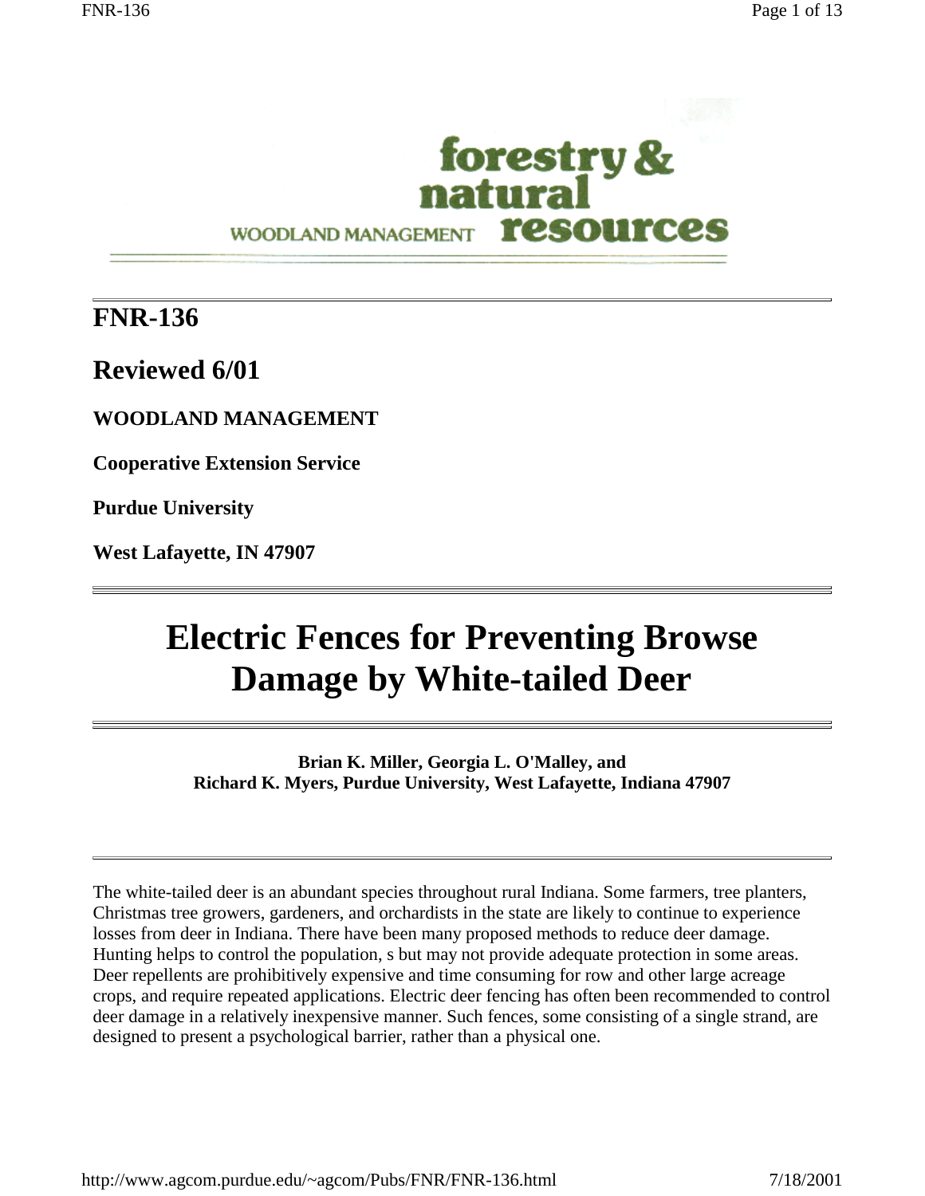forestry & natural resources

WOODLAND MANAGEMENT

**FNR-136**

**Reviewed 6/01**

**WOODLAND MANAGEMENT**

**Cooperative Extension Service**

**Purdue University**

**West Lafayette, IN 47907**

# Electric Fences for Preventing Browse Damage by White-tailed Deer

**Brian K. Miller, Georgia L. O'Malley, and**
**Richard K. Myers, Purdue University, West Lafayette, Indiana 47907**

The white-tailed deer is an abundant species throughout rural Indiana. Some farmers, tree planters, Christmas tree growers, gardeners, and orchardists in the state are likely to continue to experience losses from deer in Indiana. There have been many proposed methods to reduce deer damage. Hunting helps to control the population, s but may not provide adequate protection in some areas. Deer repellents are prohibitively expensive and time consuming for row and other large acreage crops, and require repeated applications. Electric deer fencing has often been recommended to control deer damage in a relatively inexpensive manner. Such fences, some consisting of a single strand, are designed to present a psychological barrier, rather than a physical one.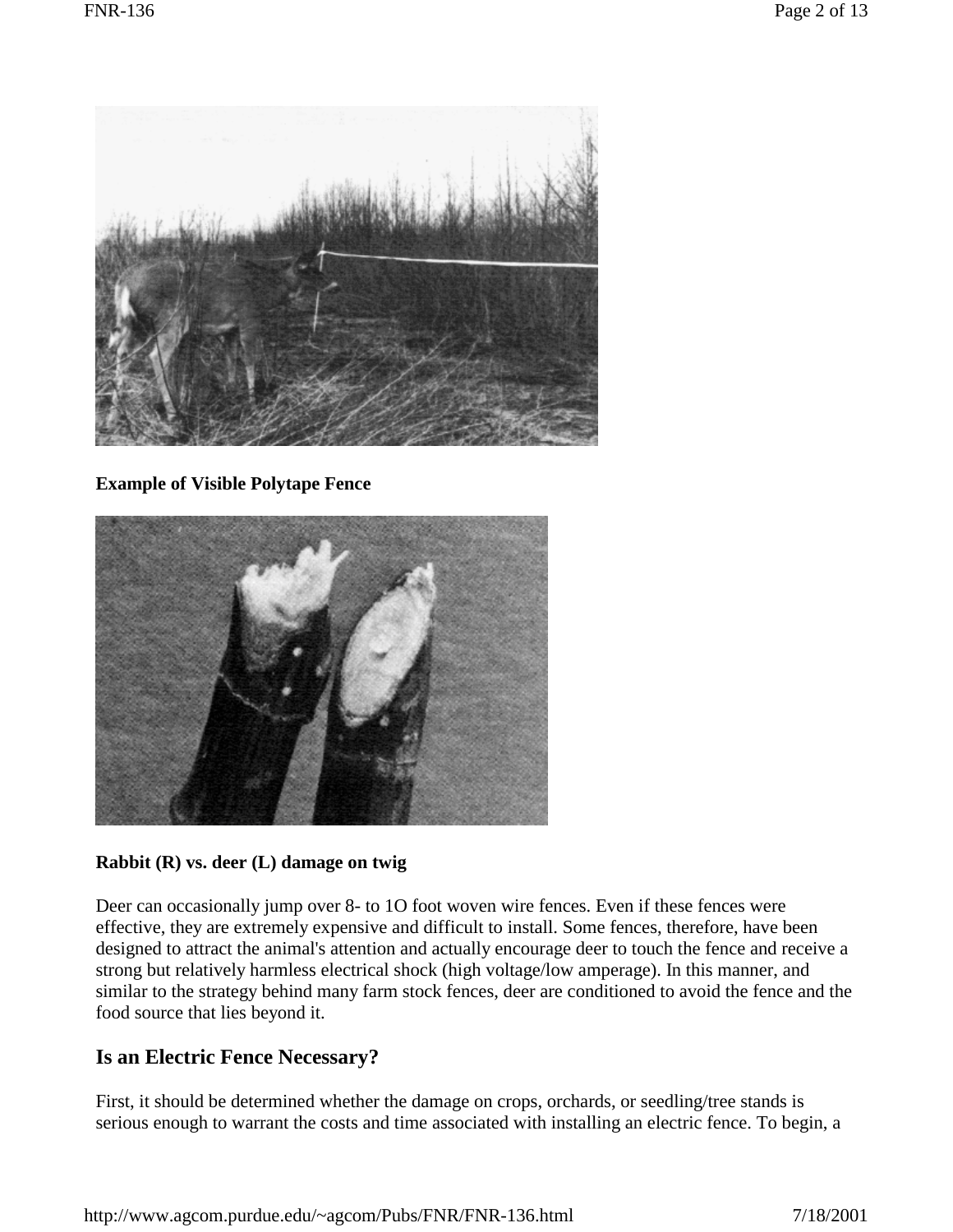**Example of Visible Polytape Fence**

**Rabbit (R) vs. deer (L) damage on twig**

Deer can occasionally jump over 8- to 1O foot woven wire fences. Even if these fences were effective, they are extremely expensive and difficult to install. Some fences, therefore, have been designed to attract the animal's attention and actually encourage deer to touch the fence and receive a strong but relatively harmless electrical shock (high voltage/low amperage). In this manner, and similar to the strategy behind many farm stock fences, deer are conditioned to avoid the fence and the food source that lies beyond it.

## Is an Electric Fence Necessary?

First, it should be determined whether the damage on crops, orchards, or seedling/tree stands is serious enough to warrant the costs and time associated with installing an electric fence. To begin, a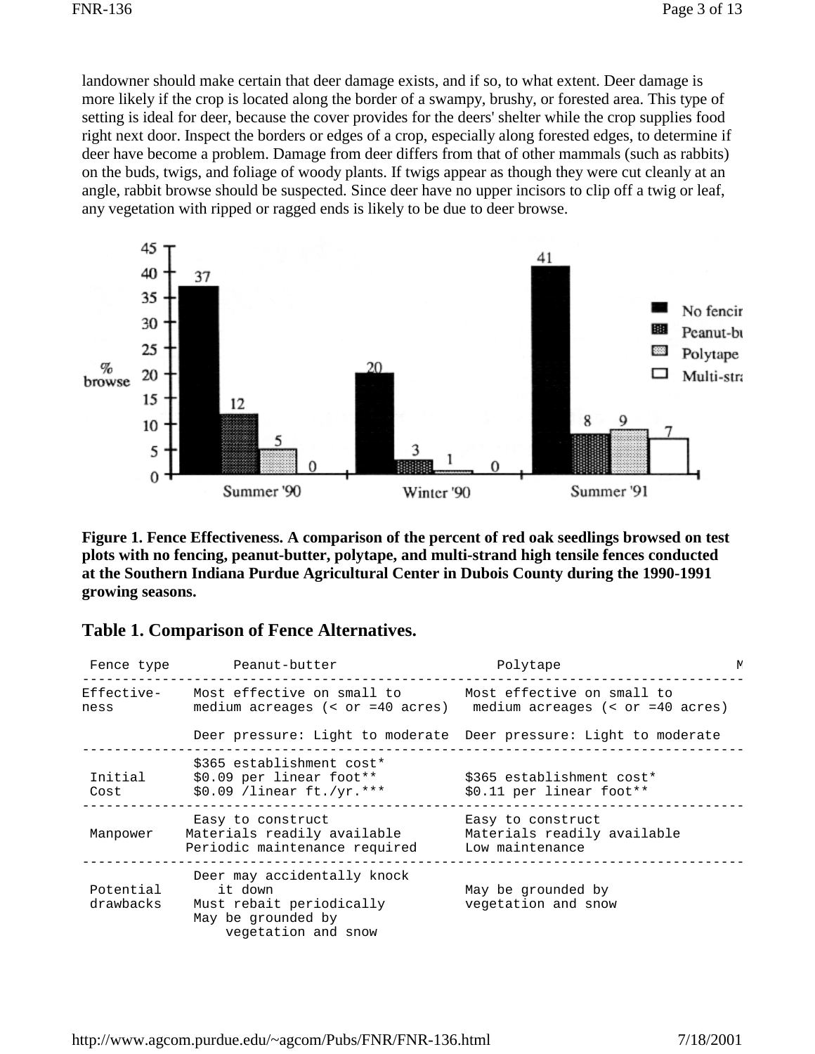landowner should make certain that deer damage exists, and if so, to what extent. Deer damage is more likely if the crop is located along the border of a swampy, brushy, or forested area. This type of setting is ideal for deer, because the cover provides for the deers' shelter while the crop supplies food right next door. Inspect the borders or edges of a crop, especially along forested edges, to determine if deer have become a problem. Damage from deer differs from that of other mammals (such as rabbits) on the buds, twigs, and foliage of woody plants. If twigs appear as though they were cut cleanly at an angle, rabbit browse should be suspected. Since deer have no upper incisors to clip off a twig or leaf, any vegetation with ripped or ragged ends is likely to be due to deer browse.

**Figure 1. Fence Effectiveness. A comparison of the percent of red oak seedlings browsed on test plots with no fencing, peanut-butter, polytape, and multi-strand high tensile fences conducted at the Southern Indiana Purdue Agricultural Center in Dubois County during the 1990-1991 growing seasons.**

## Table 1. Comparison of Fence Alternatives.

| Fence type | Peanut-butter | Polytape |
|---|---|---|
| Effectiveness | Most effective on small to medium acreages (< or =40 acres)<br>Deer pressure: Light to moderate | Most effective on small to medium acreages (< or =40 acres)<br>Deer pressure: Light to moderate |
| Initial Cost | $365 establishment cost*<br>$0.09 per linear foot**<br>$0.09 /linear ft./yr.*** | $365 establishment cost*<br>$0.11 per linear foot** |
| Manpower | Easy to construct<br>Materials readily available<br>Periodic maintenance required | Easy to construct<br>Materials readily available<br>Low maintenance |
| Potential drawbacks | Deer may accidentally knock it down<br>Must rebait periodically<br>May be grounded by vegetation and snow | May be grounded by vegetation and snow |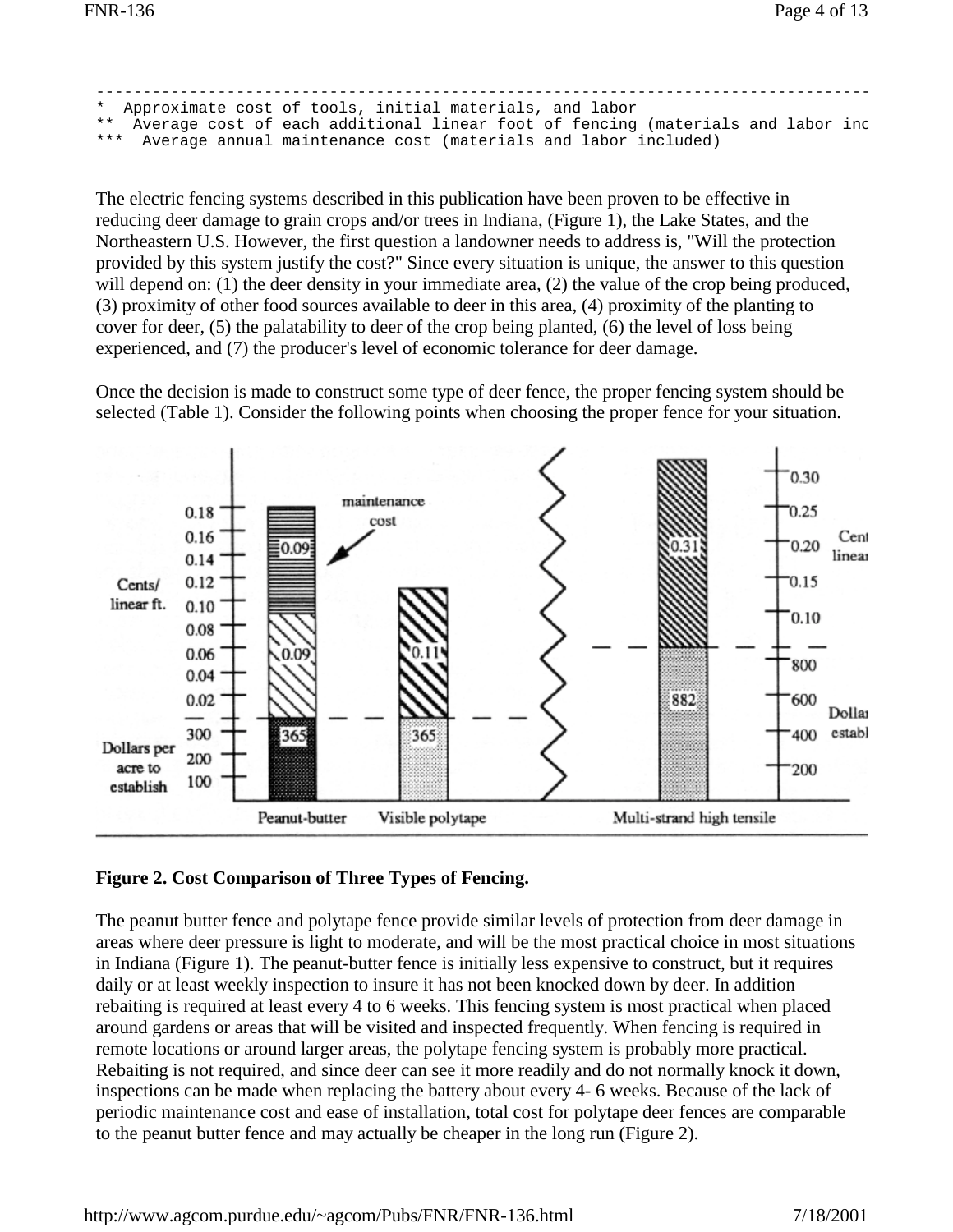```
--------------------------------------------------------------------------------
*  Approximate cost of tools, initial materials, and labor
**  Average cost of each additional linear foot of fencing (materials and labor inc
***  Average annual maintenance cost (materials and labor included)
```

The electric fencing systems described in this publication have been proven to be effective in reducing deer damage to grain crops and/or trees in Indiana, (Figure 1), the Lake States, and the Northeastern U.S. However, the first question a landowner needs to address is, "Will the protection provided by this system justify the cost?" Since every situation is unique, the answer to this question will depend on: (1) the deer density in your immediate area, (2) the value of the crop being produced, (3) proximity of other food sources available to deer in this area, (4) proximity of the planting to cover for deer, (5) the palatability to deer of the crop being planted, (6) the level of loss being experienced, and (7) the producer's level of economic tolerance for deer damage.

Once the decision is made to construct some type of deer fence, the proper fencing system should be selected (Table 1). Consider the following points when choosing the proper fence for your situation.

**Figure 2. Cost Comparison of Three Types of Fencing.**

The peanut butter fence and polytape fence provide similar levels of protection from deer damage in areas where deer pressure is light to moderate, and will be the most practical choice in most situations in Indiana (Figure 1). The peanut-butter fence is initially less expensive to construct, but it requires daily or at least weekly inspection to insure it has not been knocked down by deer. In addition rebaiting is required at least every 4 to 6 weeks. This fencing system is most practical when placed around gardens or areas that will be visited and inspected frequently. When fencing is required in remote locations or around larger areas, the polytape fencing system is probably more practical. Rebaiting is not required, and since deer can see it more readily and do not normally knock it down, inspections can be made when replacing the battery about every 4- 6 weeks. Because of the lack of periodic maintenance cost and ease of installation, total cost for polytape deer fences are comparable to the peanut butter fence and may actually be cheaper in the long run (Figure 2).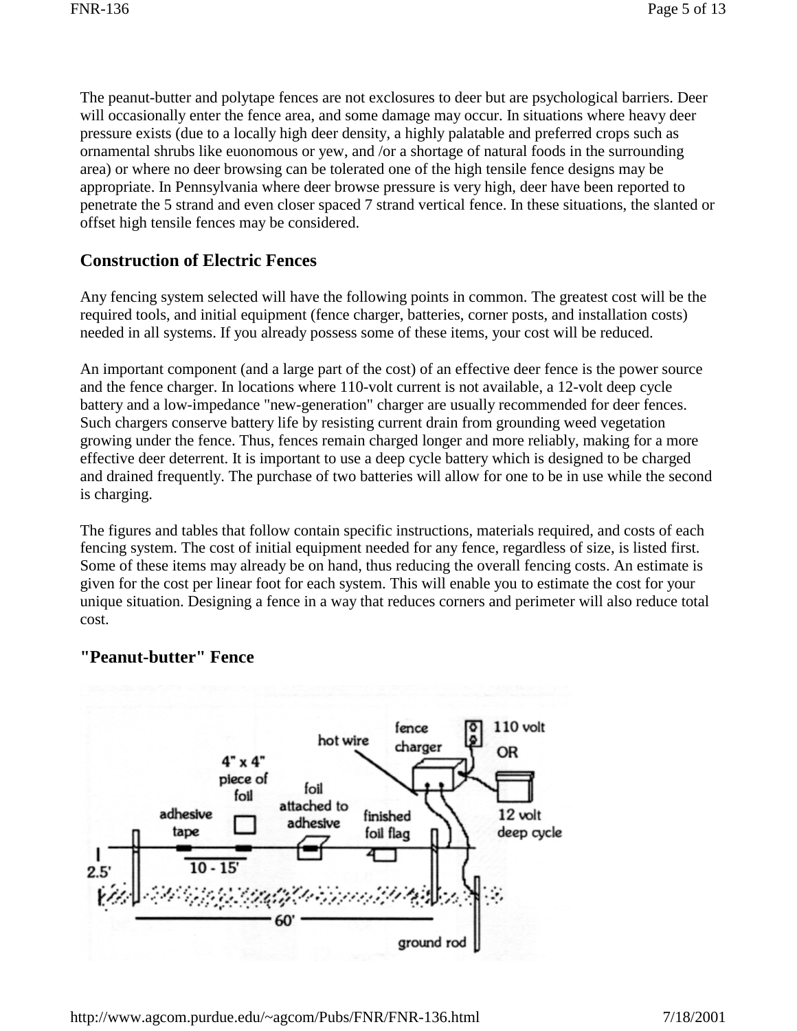The peanut-butter and polytape fences are not exclosures to deer but are psychological barriers. Deer will occasionally enter the fence area, and some damage may occur. In situations where heavy deer pressure exists (due to a locally high deer density, a highly palatable and preferred crops such as ornamental shrubs like euonomous or yew, and /or a shortage of natural foods in the surrounding area) or where no deer browsing can be tolerated one of the high tensile fence designs may be appropriate. In Pennsylvania where deer browse pressure is very high, deer have been reported to penetrate the 5 strand and even closer spaced 7 strand vertical fence. In these situations, the slanted or offset high tensile fences may be considered.

## Construction of Electric Fences

Any fencing system selected will have the following points in common. The greatest cost will be the required tools, and initial equipment (fence charger, batteries, corner posts, and installation costs) needed in all systems. If you already possess some of these items, your cost will be reduced.

An important component (and a large part of the cost) of an effective deer fence is the power source and the fence charger. In locations where 110-volt current is not available, a 12-volt deep cycle battery and a low-impedance "new-generation" charger are usually recommended for deer fences. Such chargers conserve battery life by resisting current drain from grounding weed vegetation growing under the fence. Thus, fences remain charged longer and more reliably, making for a more effective deer deterrent. It is important to use a deep cycle battery which is designed to be charged and drained frequently. The purchase of two batteries will allow for one to be in use while the second is charging.

The figures and tables that follow contain specific instructions, materials required, and costs of each fencing system. The cost of initial equipment needed for any fence, regardless of size, is listed first. Some of these items may already be on hand, thus reducing the overall fencing costs. An estimate is given for the cost per linear foot for each system. This will enable you to estimate the cost for your unique situation. Designing a fence in a way that reduces corners and perimeter will also reduce total cost.

## "Peanut-butter" Fence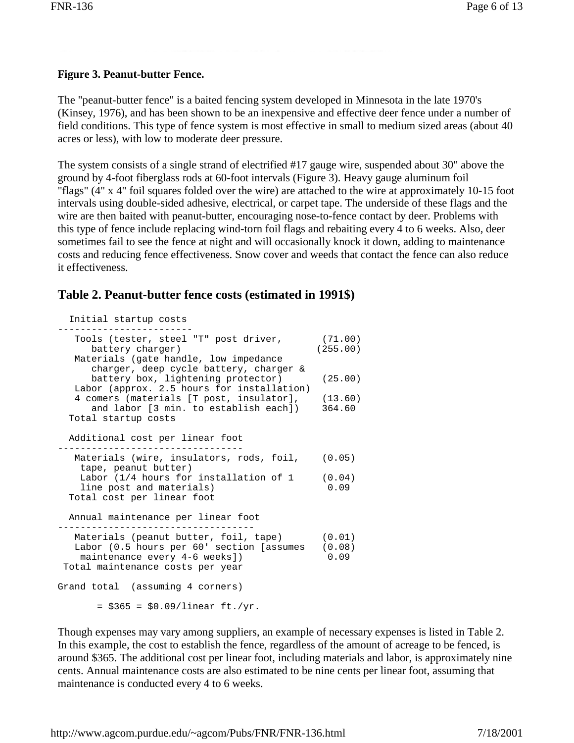**Figure 3. Peanut-butter Fence.**

The "peanut-butter fence" is a baited fencing system developed in Minnesota in the late 1970's (Kinsey, 1976), and has been shown to be an inexpensive and effective deer fence under a number of field conditions. This type of fence system is most effective in small to medium sized areas (about 40 acres or less), with low to moderate deer pressure.

The system consists of a single strand of electrified #17 gauge wire, suspended about 30" above the ground by 4-foot fiberglass rods at 60-foot intervals (Figure 3). Heavy gauge aluminum foil "flags" (4" x 4" foil squares folded over the wire) are attached to the wire at approximately 10-15 foot intervals using double-sided adhesive, electrical, or carpet tape. The underside of these flags and the wire are then baited with peanut-butter, encouraging nose-to-fence contact by deer. Problems with this type of fence include replacing wind-torn foil flags and rebaiting every 4 to 6 weeks. Also, deer sometimes fail to see the fence at night and will occasionally knock it down, adding to maintenance costs and reducing fence effectiveness. Snow cover and weeds that contact the fence can also reduce it effectiveness.

## Table 2. Peanut-butter fence costs (estimated in 1991$)

```
  Initial startup costs
------------------------
   Tools (tester, steel "T" post driver,       (71.00)
      battery charger)                        (255.00)
   Materials (gate handle, low impedance
      charger, deep cycle battery, charger &
      battery box, lightening protector)       (25.00)
   Labor (approx. 2.5 hours for installation)
   4 comers (materials [T post, insulator],    (13.60)
      and labor [3 min. to establish each])    364.60
  Total startup costs

  Additional cost per linear foot
---------------------------------
   Materials (wire, insulators, rods, foil,    (0.05)
    tape, peanut butter)
    Labor (1/4 hours for installation of 1     (0.04)
    line post and materials)                    0.09
  Total cost per linear foot

  Annual maintenance per linear foot
-----------------------------------
   Materials (peanut butter, foil, tape)       (0.01)
   Labor (0.5 hours per 60' section [assumes   (0.08)
    maintenance every 4-6 weeks])               0.09
 Total maintenance costs per year

Grand total  (assuming 4 corners)

       = $365 = $0.09/linear ft./yr.
```

Though expenses may vary among suppliers, an example of necessary expenses is listed in Table 2. In this example, the cost to establish the fence, regardless of the amount of acreage to be fenced, is around $365. The additional cost per linear foot, including materials and labor, is approximately nine cents. Annual maintenance costs are also estimated to be nine cents per linear foot, assuming that maintenance is conducted every 4 to 6 weeks.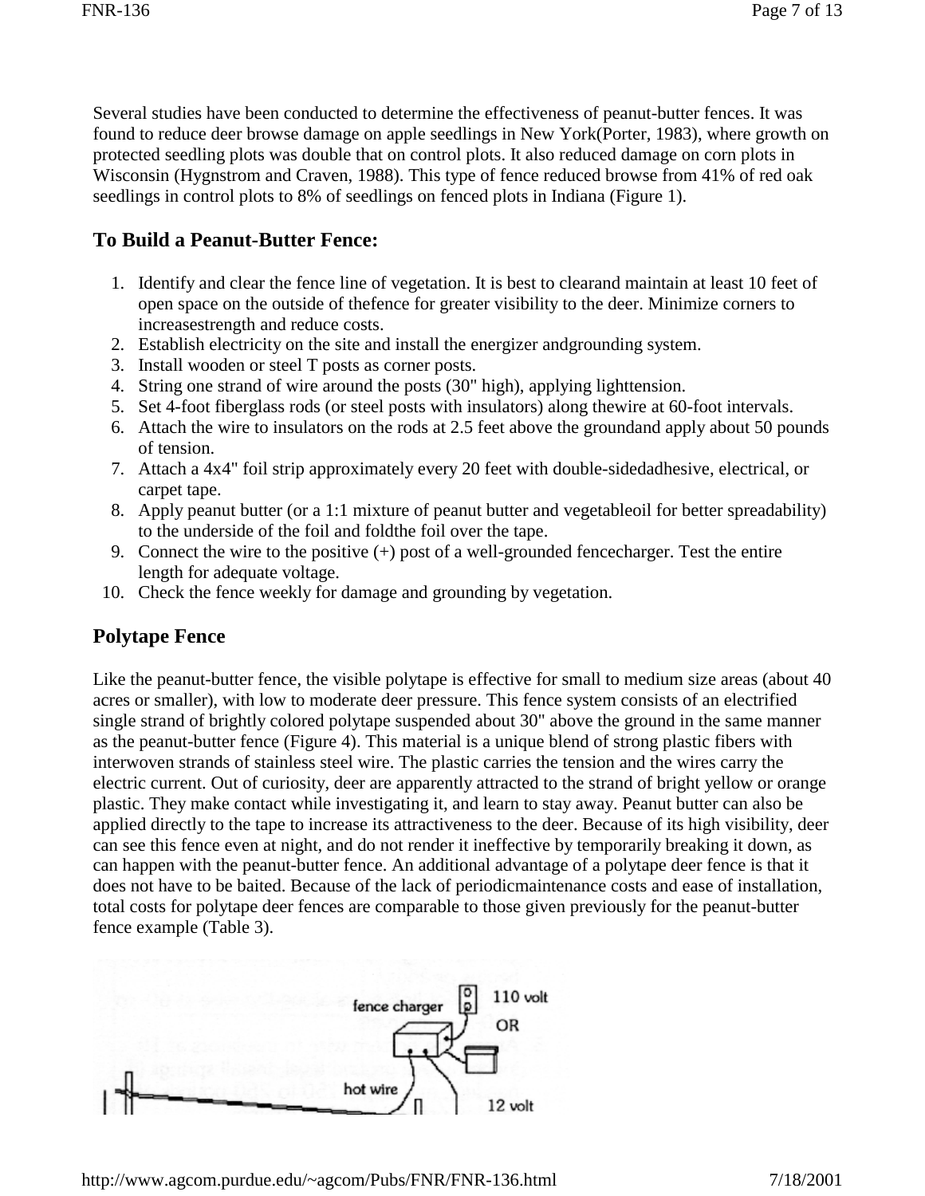Several studies have been conducted to determine the effectiveness of peanut-butter fences. It was found to reduce deer browse damage on apple seedlings in New York(Porter, 1983), where growth on protected seedling plots was double that on control plots. It also reduced damage on corn plots in Wisconsin (Hygnstrom and Craven, 1988). This type of fence reduced browse from 41% of red oak seedlings in control plots to 8% of seedlings on fenced plots in Indiana (Figure 1).

## To Build a Peanut-Butter Fence:

1. Identify and clear the fence line of vegetation. It is best to clearand maintain at least 10 feet of open space on the outside of thefence for greater visibility to the deer. Minimize corners to increasestrength and reduce costs.
2. Establish electricity on the site and install the energizer andgrounding system.
3. Install wooden or steel T posts as corner posts.
4. String one strand of wire around the posts (30" high), applying lighttension.
5. Set 4-foot fiberglass rods (or steel posts with insulators) along thewire at 60-foot intervals.
6. Attach the wire to insulators on the rods at 2.5 feet above the groundand apply about 50 pounds of tension.
7. Attach a 4x4" foil strip approximately every 20 feet with double-sidedadhesive, electrical, or carpet tape.
8. Apply peanut butter (or a 1:1 mixture of peanut butter and vegetableoil for better spreadability) to the underside of the foil and foldthe foil over the tape.
9. Connect the wire to the positive (+) post of a well-grounded fencecharger. Test the entire length for adequate voltage.
10. Check the fence weekly for damage and grounding by vegetation.

## Polytape Fence

Like the peanut-butter fence, the visible polytape is effective for small to medium size areas (about 40 acres or smaller), with low to moderate deer pressure. This fence system consists of an electrified single strand of brightly colored polytape suspended about 30" above the ground in the same manner as the peanut-butter fence (Figure 4). This material is a unique blend of strong plastic fibers with interwoven strands of stainless steel wire. The plastic carries the tension and the wires carry the electric current. Out of curiosity, deer are apparently attracted to the strand of bright yellow or orange plastic. They make contact while investigating it, and learn to stay away. Peanut butter can also be applied directly to the tape to increase its attractiveness to the deer. Because of its high visibility, deer can see this fence even at night, and do not render it ineffective by temporarily breaking it down, as can happen with the peanut-butter fence. An additional advantage of a polytape deer fence is that it does not have to be baited. Because of the lack of periodicmaintenance costs and ease of installation, total costs for polytape deer fences are comparable to those given previously for the peanut-butter fence example (Table 3).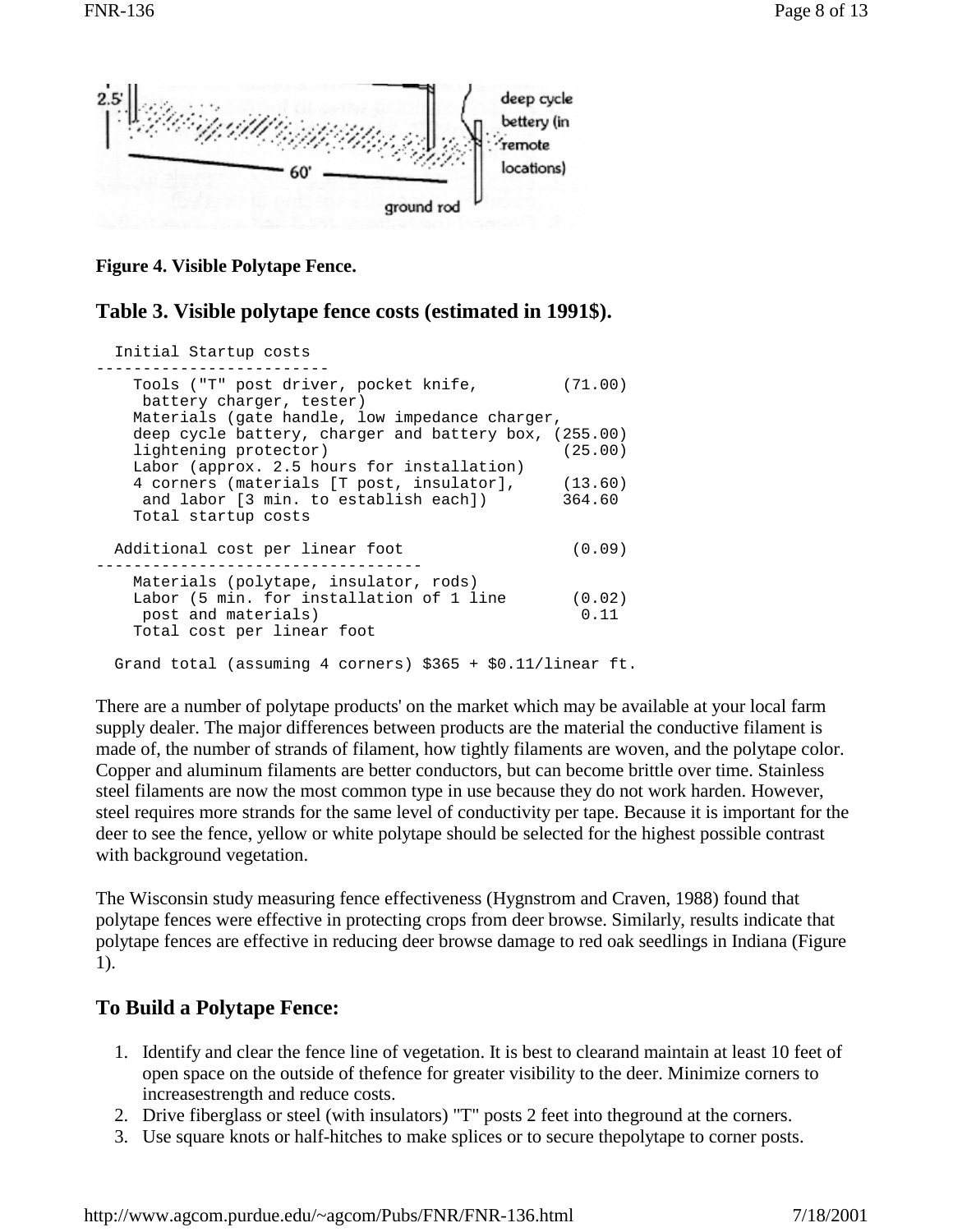**Figure 4. Visible Polytape Fence.**

## Table 3. Visible polytape fence costs (estimated in 1991$).

```
  Initial Startup costs
-------------------------
    Tools ("T" post driver, pocket knife,         (71.00)
     battery charger, tester)
    Materials (gate handle, low impedance charger,
    deep cycle battery, charger and battery box, (255.00)
    lightening protector)                         (25.00)
    Labor (approx. 2.5 hours for installation)
    4 corners (materials [T post, insulator],     (13.60)
     and labor [3 min. to establish each])       364.60
    Total startup costs

  Additional cost per linear foot                  (0.09)
-----------------------------------
    Materials (polytape, insulator, rods)
    Labor (5 min. for installation of 1 line       (0.02)
     post and materials)                            0.11
    Total cost per linear foot

  Grand total (assuming 4 corners) $365 + $0.11/linear ft.
```

There are a number of polytape products' on the market which may be available at your local farm supply dealer. The major differences between products are the material the conductive filament is made of, the number of strands of filament, how tightly filaments are woven, and the polytape color. Copper and aluminum filaments are better conductors, but can become brittle over time. Stainless steel filaments are now the most common type in use because they do not work harden. However, steel requires more strands for the same level of conductivity per tape. Because it is important for the deer to see the fence, yellow or white polytape should be selected for the highest possible contrast with background vegetation.

The Wisconsin study measuring fence effectiveness (Hygnstrom and Craven, 1988) found that polytape fences were effective in protecting crops from deer browse. Similarly, results indicate that polytape fences are effective in reducing deer browse damage to red oak seedlings in Indiana (Figure 1).

## To Build a Polytape Fence:

1. Identify and clear the fence line of vegetation. It is best to clearand maintain at least 10 feet of open space on the outside of thefence for greater visibility to the deer. Minimize corners to increasestrength and reduce costs.
2. Drive fiberglass or steel (with insulators) "T" posts 2 feet into theground at the corners.
3. Use square knots or half-hitches to make splices or to secure thepolytape to corner posts.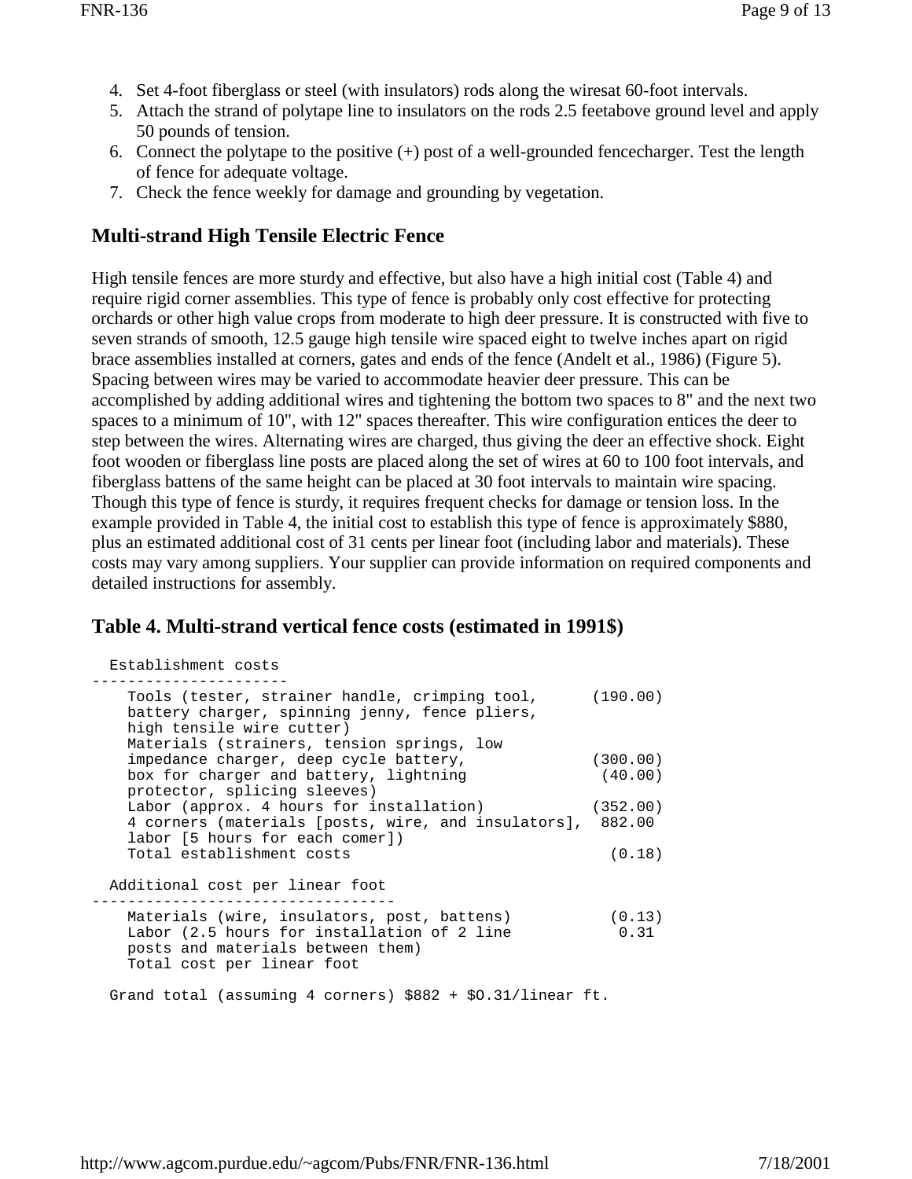4. Set 4-foot fiberglass or steel (with insulators) rods along the wiresat 60-foot intervals.
5. Attach the strand of polytape line to insulators on the rods 2.5 feetabove ground level and apply 50 pounds of tension.
6. Connect the polytape to the positive (+) post of a well-grounded fencecharger. Test the length of fence for adequate voltage.
7. Check the fence weekly for damage and grounding by vegetation.

## Multi-strand High Tensile Electric Fence

High tensile fences are more sturdy and effective, but also have a high initial cost (Table 4) and require rigid corner assemblies. This type of fence is probably only cost effective for protecting orchards or other high value crops from moderate to high deer pressure. It is constructed with five to seven strands of smooth, 12.5 gauge high tensile wire spaced eight to twelve inches apart on rigid brace assemblies installed at corners, gates and ends of the fence (Andelt et al., 1986) (Figure 5). Spacing between wires may be varied to accommodate heavier deer pressure. This can be accomplished by adding additional wires and tightening the bottom two spaces to 8" and the next two spaces to a minimum of 10", with 12" spaces thereafter. This wire configuration entices the deer to step between the wires. Alternating wires are charged, thus giving the deer an effective shock. Eight foot wooden or fiberglass line posts are placed along the set of wires at 60 to 100 foot intervals, and fiberglass battens of the same height can be placed at 30 foot intervals to maintain wire spacing. Though this type of fence is sturdy, it requires frequent checks for damage or tension loss. In the example provided in Table 4, the initial cost to establish this type of fence is approximately $880, plus an estimated additional cost of 31 cents per linear foot (including labor and materials). These costs may vary among suppliers. Your supplier can provide information on required components and detailed instructions for assembly.

## Table 4. Multi-strand vertical fence costs (estimated in 1991$)

```
  Establishment costs
---------------------
    Tools (tester, strainer handle, crimping tool,      (190.00)
    battery charger, spinning jenny, fence pliers,
    high tensile wire cutter)
    Materials (strainers, tension springs, low
    impedance charger, deep cycle battery,              (300.00)
    box for charger and battery, lightning               (40.00)
    protector, splicing sleeves)
    Labor (approx. 4 hours for installation)            (352.00)
    4 corners (materials [posts, wire, and insulators],  882.00
    labor [5 hours for each comer])
    Total establishment costs                              (0.18)

  Additional cost per linear foot
---------------------------------
    Materials (wire, insulators, post, battens)            (0.13)
    Labor (2.5 hours for installation of 2 line             0.31
    posts and materials between them)
    Total cost per linear foot

  Grand total (assuming 4 corners) $882 + $O.31/linear ft.
```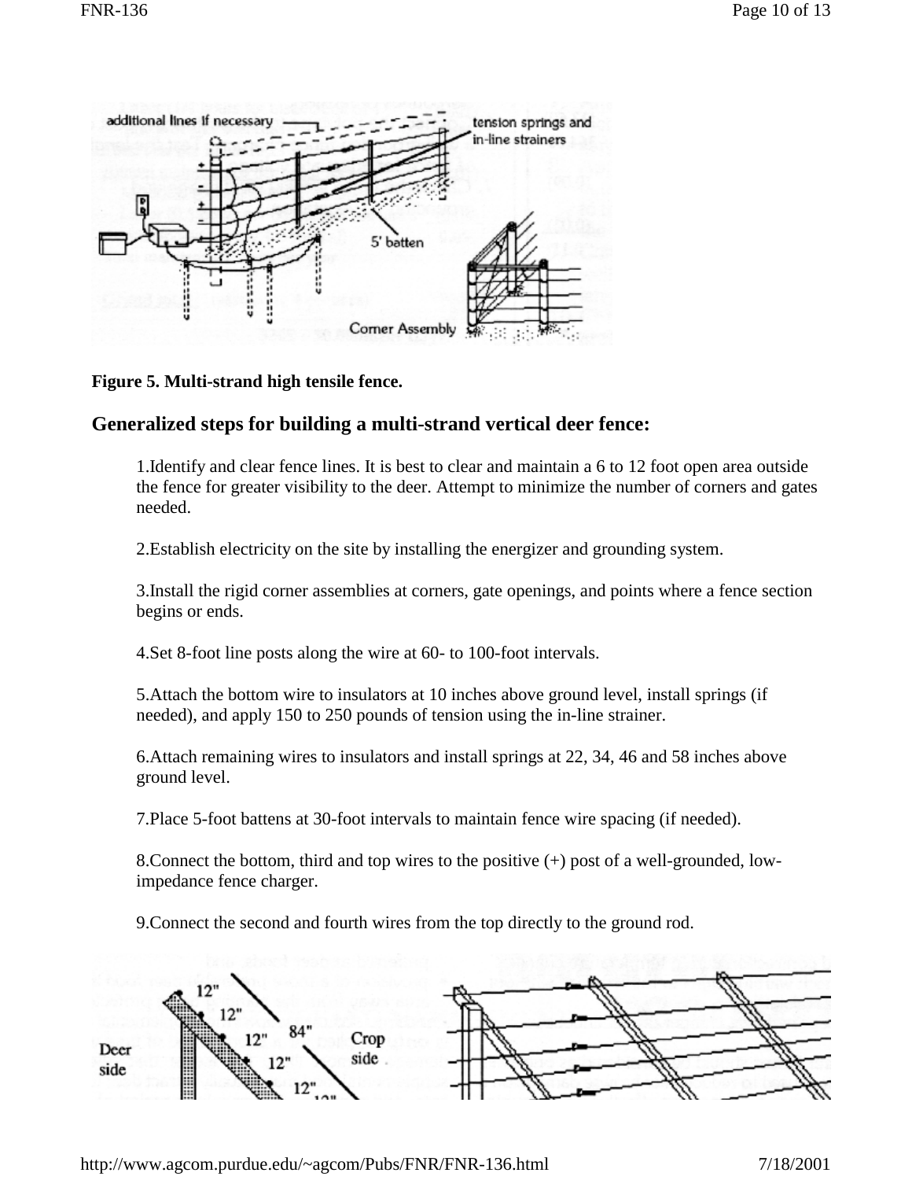**Figure 5. Multi-strand high tensile fence.**

## Generalized steps for building a multi-strand vertical deer fence:

1.Identify and clear fence lines. It is best to clear and maintain a 6 to 12 foot open area outside the fence for greater visibility to the deer. Attempt to minimize the number of corners and gates needed.

2.Establish electricity on the site by installing the energizer and grounding system.

3.Install the rigid corner assemblies at corners, gate openings, and points where a fence section begins or ends.

4.Set 8-foot line posts along the wire at 60- to 100-foot intervals.

5.Attach the bottom wire to insulators at 10 inches above ground level, install springs (if needed), and apply 150 to 250 pounds of tension using the in-line strainer.

6.Attach remaining wires to insulators and install springs at 22, 34, 46 and 58 inches above ground level.

7.Place 5-foot battens at 30-foot intervals to maintain fence wire spacing (if needed).

8.Connect the bottom, third and top wires to the positive (+) post of a well-grounded, low-impedance fence charger.

9.Connect the second and fourth wires from the top directly to the ground rod.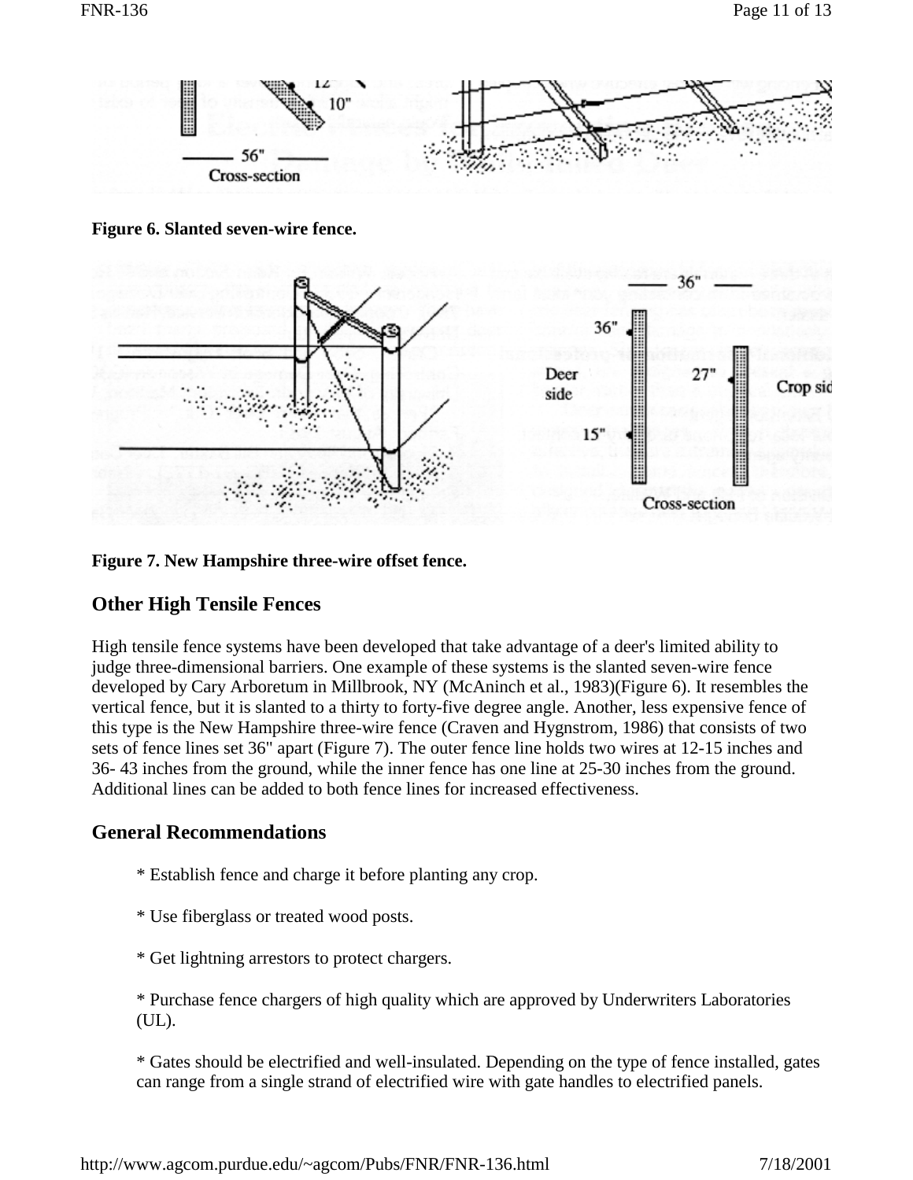**Figure 6. Slanted seven-wire fence.**

**Figure 7. New Hampshire three-wire offset fence.**

## Other High Tensile Fences

High tensile fence systems have been developed that take advantage of a deer's limited ability to judge three-dimensional barriers. One example of these systems is the slanted seven-wire fence developed by Cary Arboretum in Millbrook, NY (McAninch et al., 1983)(Figure 6). It resembles the vertical fence, but it is slanted to a thirty to forty-five degree angle. Another, less expensive fence of this type is the New Hampshire three-wire fence (Craven and Hygnstrom, 1986) that consists of two sets of fence lines set 36" apart (Figure 7). The outer fence line holds two wires at 12-15 inches and 36- 43 inches from the ground, while the inner fence has one line at 25-30 inches from the ground. Additional lines can be added to both fence lines for increased effectiveness.

## General Recommendations

* Establish fence and charge it before planting any crop.

* Use fiberglass or treated wood posts.

* Get lightning arrestors to protect chargers.

* Purchase fence chargers of high quality which are approved by Underwriters Laboratories (UL).

* Gates should be electrified and well-insulated. Depending on the type of fence installed, gates can range from a single strand of electrified wire with gate handles to electrified panels.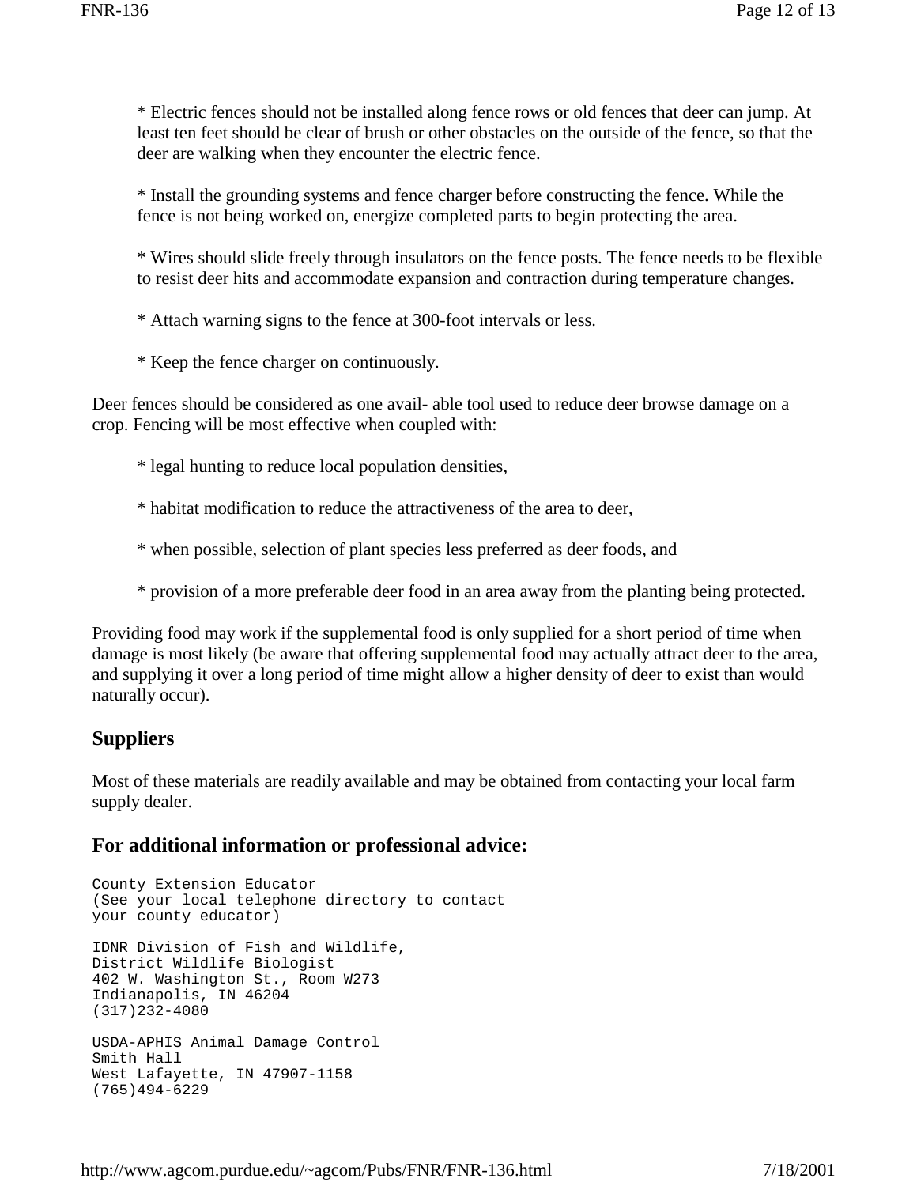* Electric fences should not be installed along fence rows or old fences that deer can jump. At least ten feet should be clear of brush or other obstacles on the outside of the fence, so that the deer are walking when they encounter the electric fence.

* Install the grounding systems and fence charger before constructing the fence. While the fence is not being worked on, energize completed parts to begin protecting the area.

* Wires should slide freely through insulators on the fence posts. The fence needs to be flexible to resist deer hits and accommodate expansion and contraction during temperature changes.

* Attach warning signs to the fence at 300-foot intervals or less.

* Keep the fence charger on continuously.

Deer fences should be considered as one avail- able tool used to reduce deer browse damage on a crop. Fencing will be most effective when coupled with:

* legal hunting to reduce local population densities,

* habitat modification to reduce the attractiveness of the area to deer,

* when possible, selection of plant species less preferred as deer foods, and

* provision of a more preferable deer food in an area away from the planting being protected.

Providing food may work if the supplemental food is only supplied for a short period of time when damage is most likely (be aware that offering supplemental food may actually attract deer to the area, and supplying it over a long period of time might allow a higher density of deer to exist than would naturally occur).

## Suppliers

Most of these materials are readily available and may be obtained from contacting your local farm supply dealer.

## For additional information or professional advice:

```
County Extension Educator
(See your local telephone directory to contact
your county educator)

IDNR Division of Fish and Wildlife,
District Wildlife Biologist
402 W. Washington St., Room W273
Indianapolis, IN 46204
(317)232-4080

USDA-APHIS Animal Damage Control
Smith Hall
West Lafayette, IN 47907-1158
(765)494-6229
```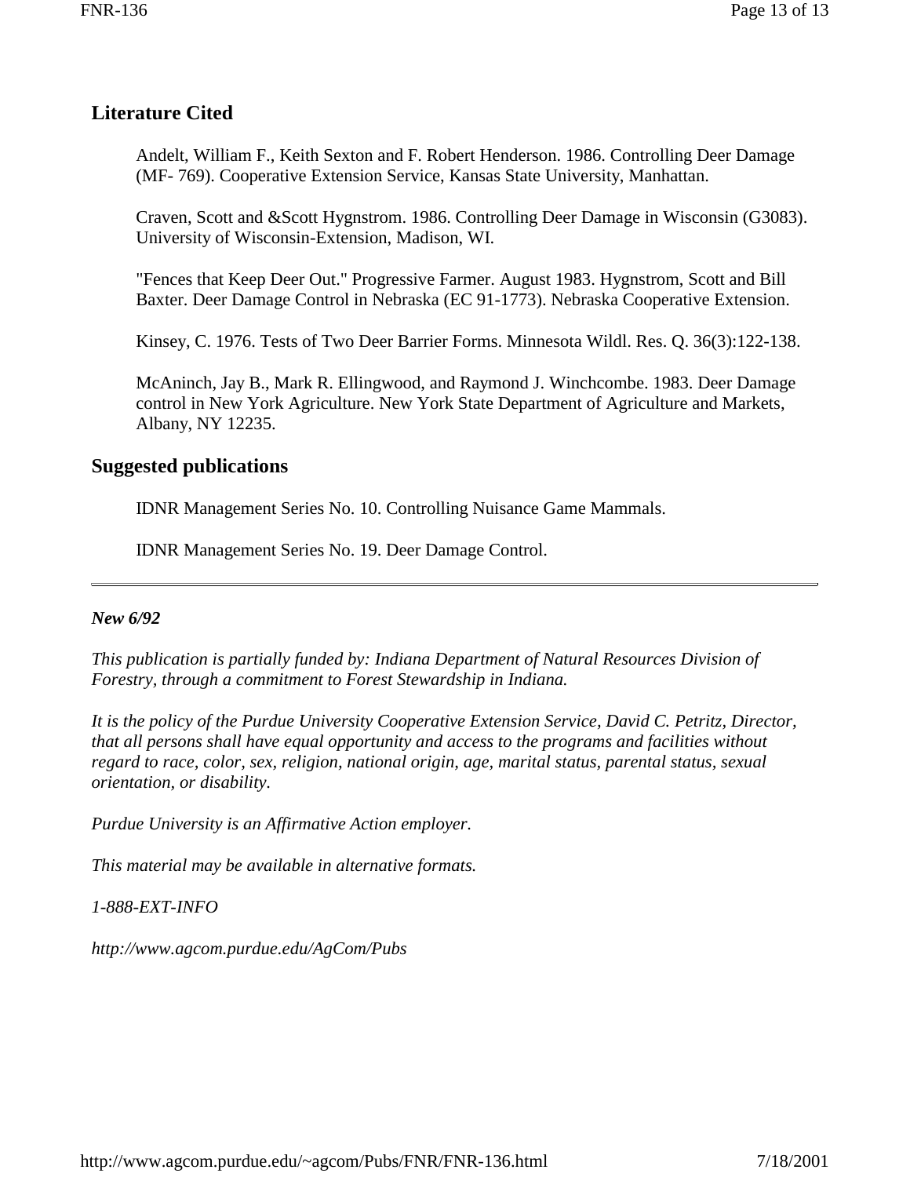## Literature Cited

Andelt, William F., Keith Sexton and F. Robert Henderson. 1986. Controlling Deer Damage (MF- 769). Cooperative Extension Service, Kansas State University, Manhattan.

Craven, Scott and &Scott Hygnstrom. 1986. Controlling Deer Damage in Wisconsin (G3083). University of Wisconsin-Extension, Madison, WI.

"Fences that Keep Deer Out." Progressive Farmer. August 1983. Hygnstrom, Scott and Bill Baxter. Deer Damage Control in Nebraska (EC 91-1773). Nebraska Cooperative Extension.

Kinsey, C. 1976. Tests of Two Deer Barrier Forms. Minnesota Wildl. Res. Q. 36(3):122-138.

McAninch, Jay B., Mark R. Ellingwood, and Raymond J. Winchcombe. 1983. Deer Damage control in New York Agriculture. New York State Department of Agriculture and Markets, Albany, NY 12235.

## Suggested publications

IDNR Management Series No. 10. Controlling Nuisance Game Mammals.

IDNR Management Series No. 19. Deer Damage Control.

---

***New 6/92***

*This publication is partially funded by: Indiana Department of Natural Resources Division of Forestry, through a commitment to Forest Stewardship in Indiana.*

*It is the policy of the Purdue University Cooperative Extension Service, David C. Petritz, Director, that all persons shall have equal opportunity and access to the programs and facilities without regard to race, color, sex, religion, national origin, age, marital status, parental status, sexual orientation, or disability.*

*Purdue University is an Affirmative Action employer.*

*This material may be available in alternative formats.*

*1-888-EXT-INFO*

*http://www.agcom.purdue.edu/AgCom/Pubs*